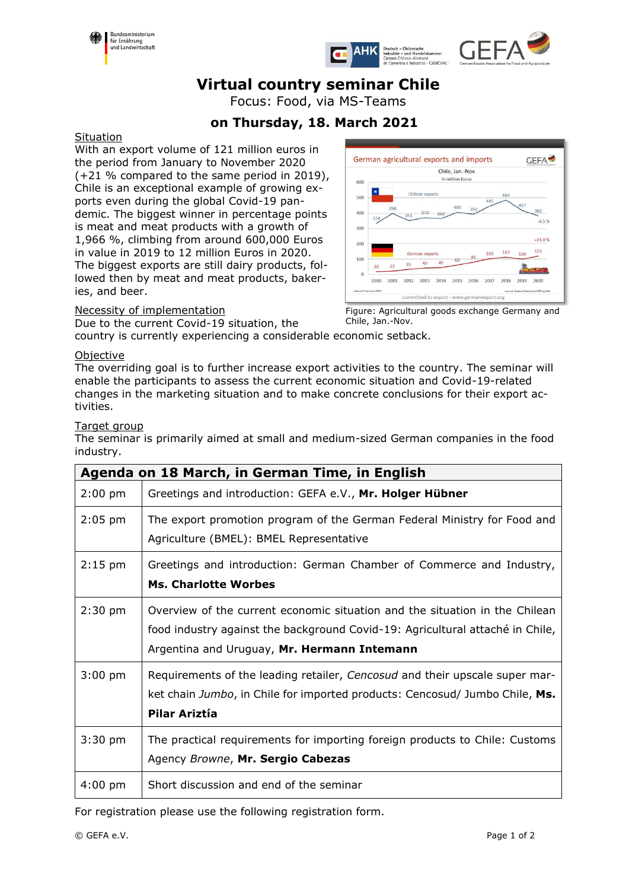# Virtual country seminar Chile

Focus: Food, via MS-Teams

## on Thursday, 18. March 2021

Situation

With an export volume of 121 million euros in the period from January to November 2020 (+21 % compared to the same period in 2019), Chile is an exceptional example of growing exports even during the global Covid-19 pandemic. The biggest winner in percentage points is meat and meat products with a growth of 1,966 %, climbing from around 600,000 Euros in value in 2019 to 12 million Euros in 2020. The biggest exports are still dairy products, followed then by meat and meat products, bakeries, and beer.

Figure: Agricultural goods exchange Germany and Chile, Jan.-Nov.

Necessity of implementation

Due to the current Covid-19 situation, the country is currently experiencing a considerable economic setback.

Objective

The overriding goal is to further increase export activities to the country. The seminar will enable the participants to assess the current economic situation and Covid-19-related changes in the marketing situation and to make concrete conclusions for their export activities.

Target group

The seminar is primarily aimed at small and medium-sized German companies in the food industry.

| **Agenda on 18 March, in German Time, in English** | |
|---|---|
| 2:00 pm | Greetings and introduction: GEFA e.V., **Mr. Holger Hübner** |
| 2:05 pm | The export promotion program of the German Federal Ministry for Food and Agriculture (BMEL): BMEL Representative |
| 2:15 pm | Greetings and introduction: German Chamber of Commerce and Industry, **Ms. Charlotte Worbes** |
| 2:30 pm | Overview of the current economic situation and the situation in the Chilean food industry against the background Covid-19: Agricultural attaché in Chile, Argentina and Uruguay, **Mr. Hermann Intemann** |
| 3:00 pm | Requirements of the leading retailer, *Cencosud* and their upscale super market chain *Jumbo*, in Chile for imported products: Cencosud/ Jumbo Chile, **Ms. Pilar Ariztía** |
| 3:30 pm | The practical requirements for importing foreign products to Chile: Customs Agency *Browne*, **Mr. Sergio Cabezas** |
| 4:00 pm | Short discussion and end of the seminar |

For registration please use the following registration form.

© GEFA e.V.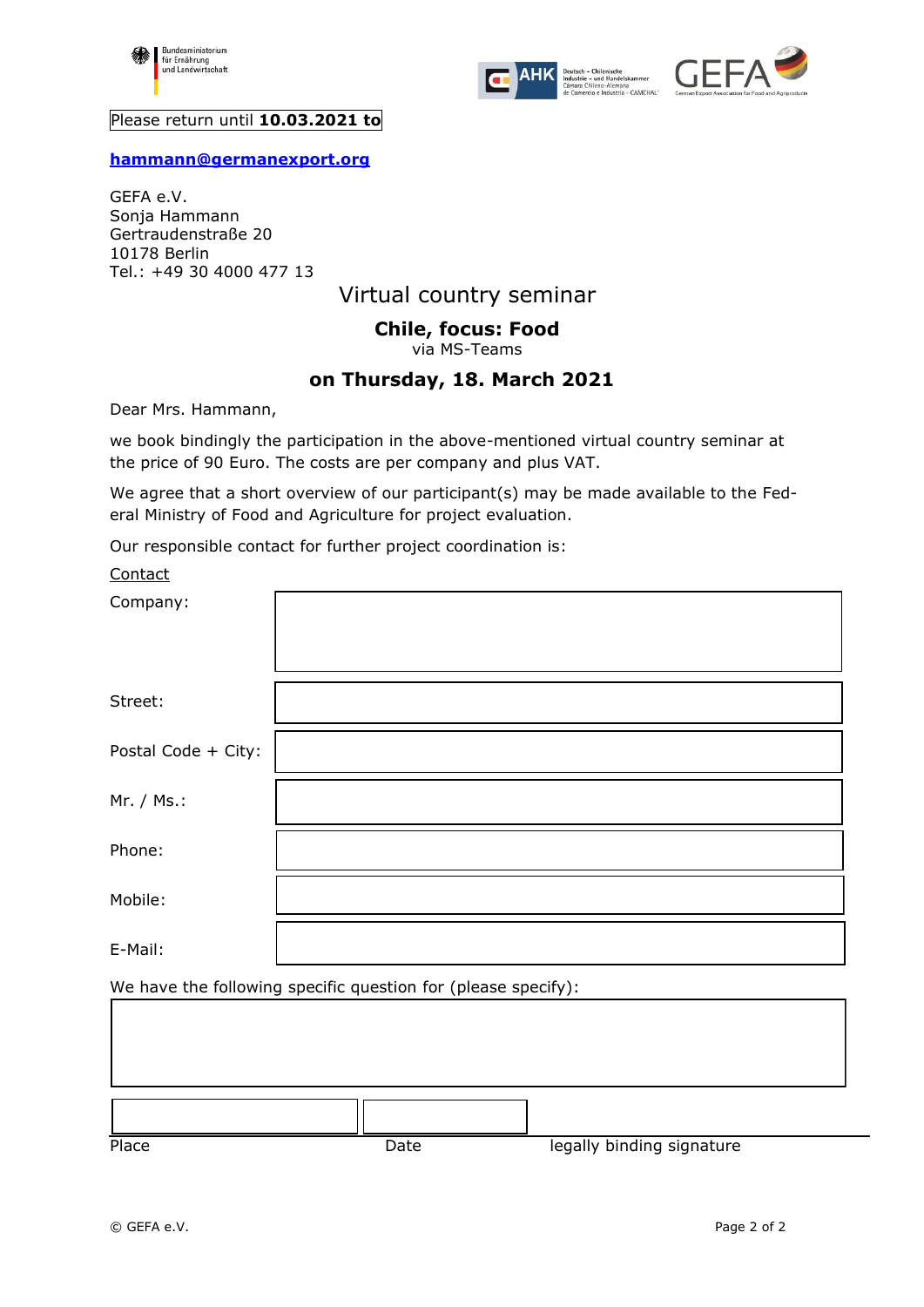Please return until **10.03.2021 to**

**hammann@germanexport.org**

GEFA e.V.
Sonja Hammann
Gertraudenstraße 20
10178 Berlin
Tel.: +49 30 4000 477 13

# Virtual country seminar

## Chile, focus: Food

via MS-Teams

## on Thursday, 18. March 2021

Dear Mrs. Hammann,

we book bindingly the participation in the above-mentioned virtual country seminar at the price of 90 Euro. The costs are per company and plus VAT.

We agree that a short overview of our participant(s) may be made available to the Federal Ministry of Food and Agriculture for project evaluation.

Our responsible contact for further project coordination is:

Contact

| | |
|---|---|
| Company: | |
| Street: | |
| Postal Code + City: | |
| Mr. / Ms.: | |
| Phone: | |
| Mobile: | |
| E-Mail: | |

We have the following specific question for (please specify):

| |
|---|
| |

| | | |
|---|---|---|
| | | |
| Place | Date | legally binding signature |

© GEFA e.V.